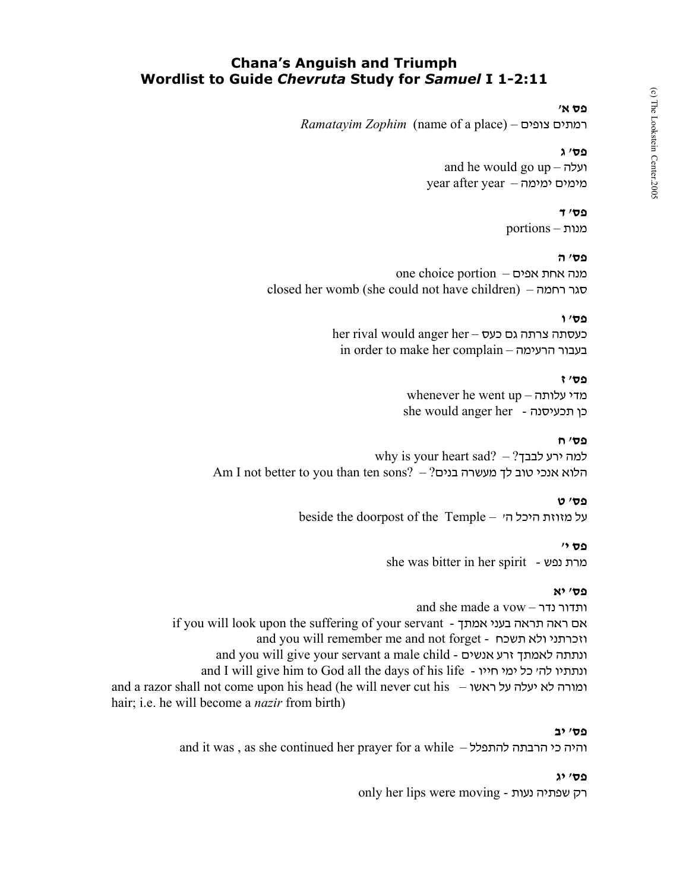# Chana's Anguish and Triumph
## Wordlist to Guide *Chevruta* Study for *Samuel* I 1-2:11

**פס א'**

*Ramatayim Zophim* (name of a place) – רמתים צופים

**פס' ג**

and he would go up – ועלה

year after year – מימים ימימה

**פס' ד**

portions – מנות

**פס' ה**

one choice portion – מנה אחת אפים

closed her womb (she could not have children) – סגר רחמה

**פס' ו**

her rival would anger her – כעסתה צרתה גם כעס

in order to make her complain – בעבור הרעימה

**פס' ז**

whenever he went up – מדי עלותה

she would anger her - כן תכעיסנה

**פס' ח**

why is your heart sad? – למה ירע לבבך?

Am I not better to you than ten sons? – הלוא אנכי טוב לך מעשרה בנים?

**פס' ט**

beside the doorpost of the Temple – על מזוזת היכל ה'

**פס י'**

she was bitter in her spirit - מרת נפש

**פס' יא**

and she made a vow – ותדור נדר

if you will look upon the suffering of your servant - אם ראה תראה בעני אמתך

and you will remember me and not forget - וזכרתני ולא תשכח

and you will give your servant a male child - ונתתה לאמתך זרע אנשים

and I will give him to God all the days of his life - ונתתיו לה' כל ימי חייו

and a razor shall not come upon his head (he will never cut his hair; i.e. he will become a *nazir* from birth) – ומורה לא יעלה על ראשו

**פס' יב**

and it was , as she continued her prayer for a while – והיה כי הרבתה להתפלל

**פס' יג**

only her lips were moving - רק שפתיה נעות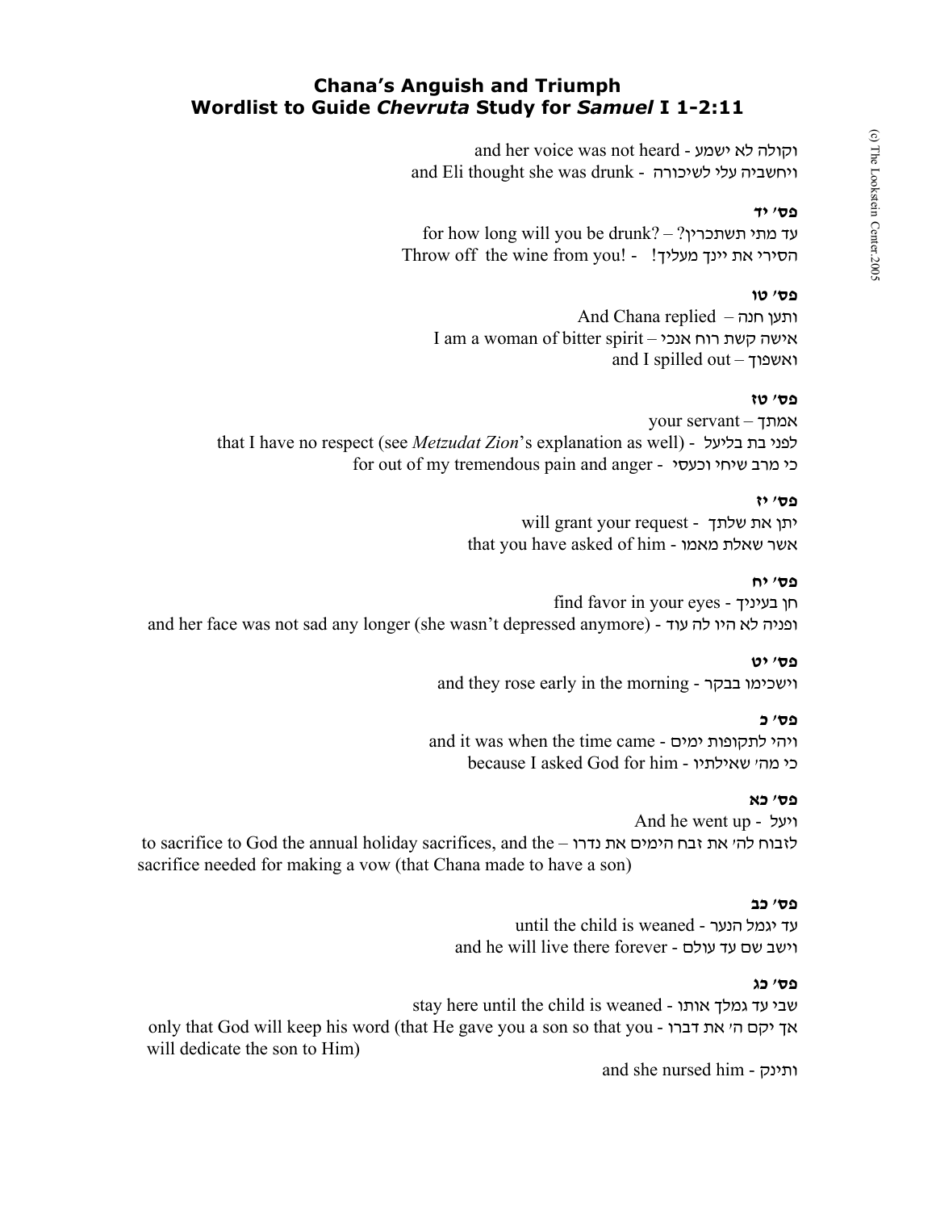## Chana's Anguish and Triumph
## Wordlist to Guide *Chevruta* Study for *Samuel* I 1-2:11

and her voice was not heard - וקולה לא ישמע
and Eli thought she was drunk - ויחשביה עלי לשיכורה

**פס' יד**

for how long will you be drunk? – ?עד מתי תשתכרין
Throw off the wine from you! - !הסירי את יינך מעליך

**פס' טו**

And Chana replied – ותען חנה
I am a woman of bitter spirit – אישה קשת רוח אנכי
and I spilled out – ואשפוך

**פס' טז**

your servant – אמתך
that I have no respect (see *Metzudat Zion*'s explanation as well) - לפני בת בליעל
for out of my tremendous pain and anger - כי מרב שיחי וכעסי

**פס' יז**

will grant your request - יתן את שלתך
that you have asked of him - אשר שאלת מאמו

**פס' יח**

find favor in your eyes - חן בעיניך
and her face was not sad any longer (she wasn't depressed anymore) - ופניה לא היו לה עוד

**פס' יט**

and they rose early in the morning - וישכימו בבקר

**פס' כ**

and it was when the time came - ויהי לתקופות ימים
because I asked God for him - כי מה' שאילתיו

**פס' כא**

And he went up - ויעל
to sacrifice to God the annual holiday sacrifices, and the sacrifice needed for making a vow (that Chana made to have a son) – לזבוח לה' את זבח הימים את נדרו

**פס' כב**

until the child is weaned - עד יגמל הנער
and he will live there forever - וישב שם עד עולם

**פס' כג**

stay here until the child is weaned - שבי עד גמלך אותו
only that God will keep his word (that He gave you a son so that you will dedicate the son to Him) - אך יקם ה' את דברו

and she nursed him - ותינק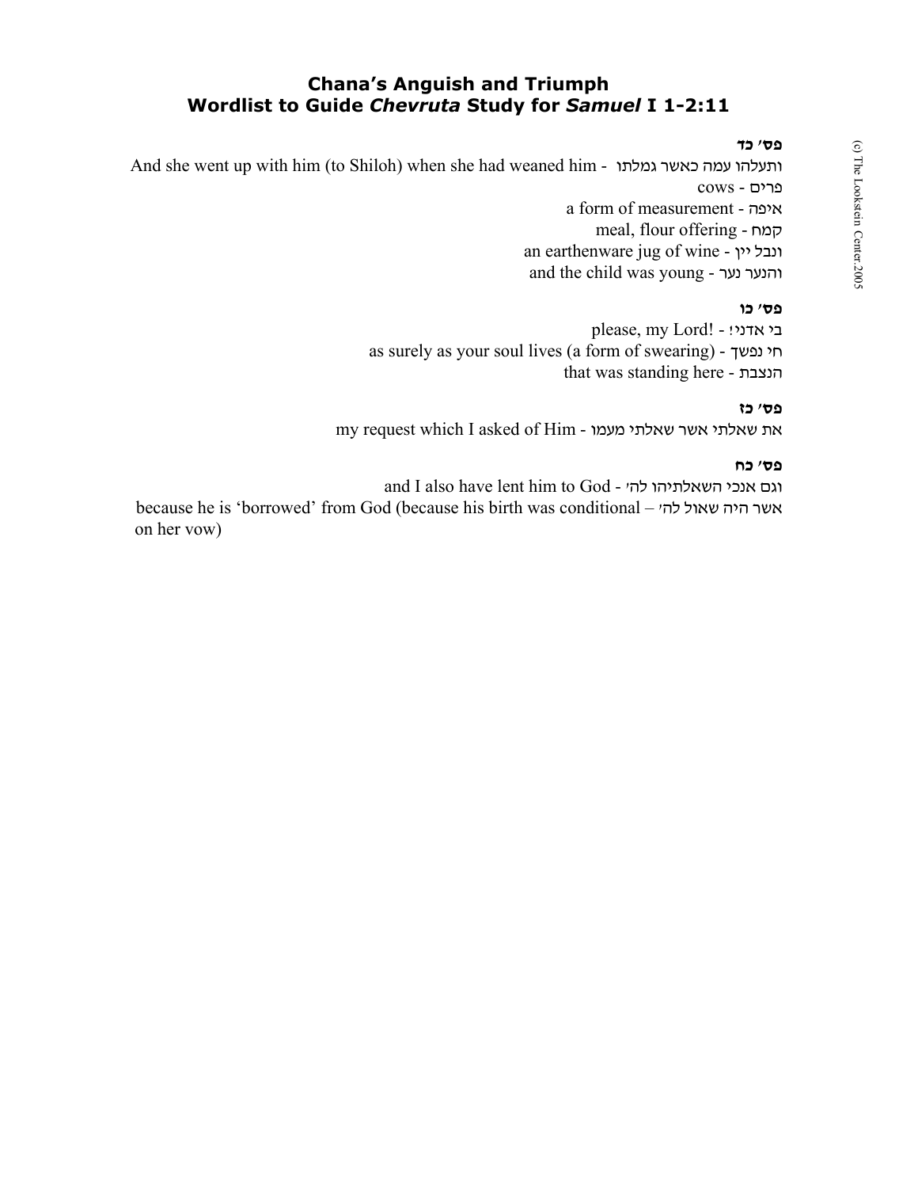## Chana's Anguish and Triumph
## Wordlist to Guide *Chevruta* Study for *Samuel* I 1-2:11

**פס' כד**

And she went up with him (to Shiloh) when she had weaned him - ותעלהו עמה כאשר גמלתו

cows - פרים

a form of measurement - איפה

meal, flour offering - קמח

an earthenware jug of wine - ונבל יין

and the child was young - והנער נער

**פס' כו**

please, my Lord! - בי אדני!

as surely as your soul lives (a form of swearing) - חי נפשך

that was standing here - הנצבת

**פס' כז**

my request which I asked of Him - את שאלתי אשר שאלתי מעמו

**פס' כח**

and I also have lent him to God - וגם אנכי השאלתיהו לה'

because he is 'borrowed' from God (because his birth was conditional – אשר היה שאול לה' on her vow)